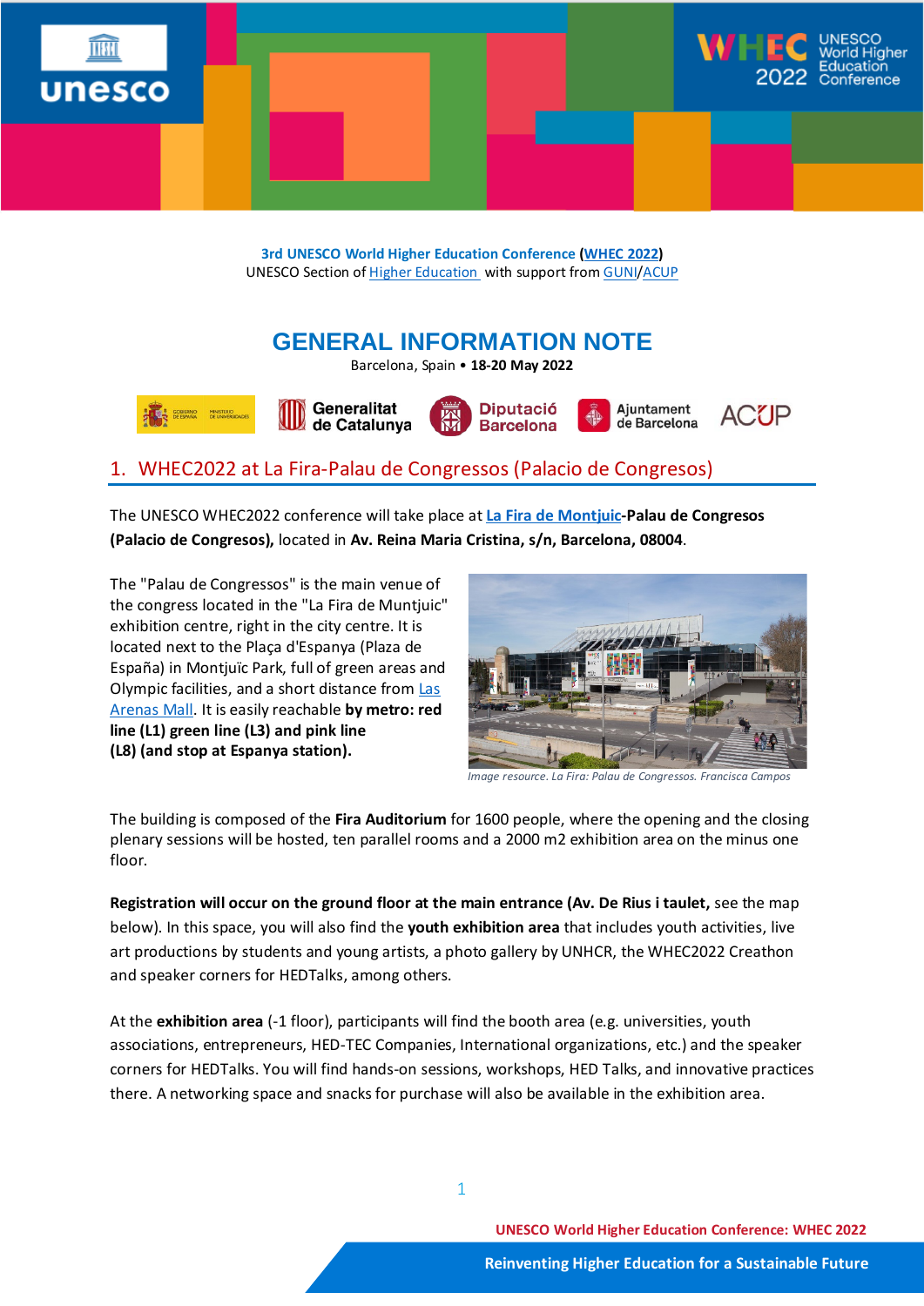**3rd UNESCO World Higher Education Conference (WHEC 2022)**
UNESCO Section of Higher Education with support from GUNI/ACUP

# GENERAL INFORMATION NOTE

Barcelona, Spain • **18-20 May 2022**

## 1. WHEC2022 at La Fira-Palau de Congressos (Palacio de Congresos)

The UNESCO WHEC2022 conference will take place at La Fira de Montjuic-**Palau de Congresos (Palacio de Congresos),** located in **Av. Reina Maria Cristina, s/n, Barcelona, 08004**.

The "Palau de Congressos" is the main venue of the congress located in the "La Fira de Muntjuic" exhibition centre, right in the city centre. It is located next to the Plaça d'Espanya (Plaza de España) in Montjuïc Park, full of green areas and Olympic facilities, and a short distance from Las Arenas Mall. It is easily reachable **by metro: red line (L1) green line (L3) and pink line (L8) (and stop at Espanya station).**

*Image resource. La Fira: Palau de Congressos. Francisca Campos*

The building is composed of the **Fira Auditorium** for 1600 people, where the opening and the closing plenary sessions will be hosted, ten parallel rooms and a 2000 m2 exhibition area on the minus one floor.

**Registration will occur on the ground floor at the main entrance (Av. De Rius i taulet,** see the map below). In this space, you will also find the **youth exhibition area** that includes youth activities, live art productions by students and young artists, a photo gallery by UNHCR, the WHEC2022 Creathon and speaker corners for HEDTalks, among others.

At the **exhibition area** (-1 floor), participants will find the booth area (e.g. universities, youth associations, entrepreneurs, HED-TEC Companies, International organizations, etc.) and the speaker corners for HEDTalks. You will find hands-on sessions, workshops, HED Talks, and innovative practices there. A networking space and snacks for purchase will also be available in the exhibition area.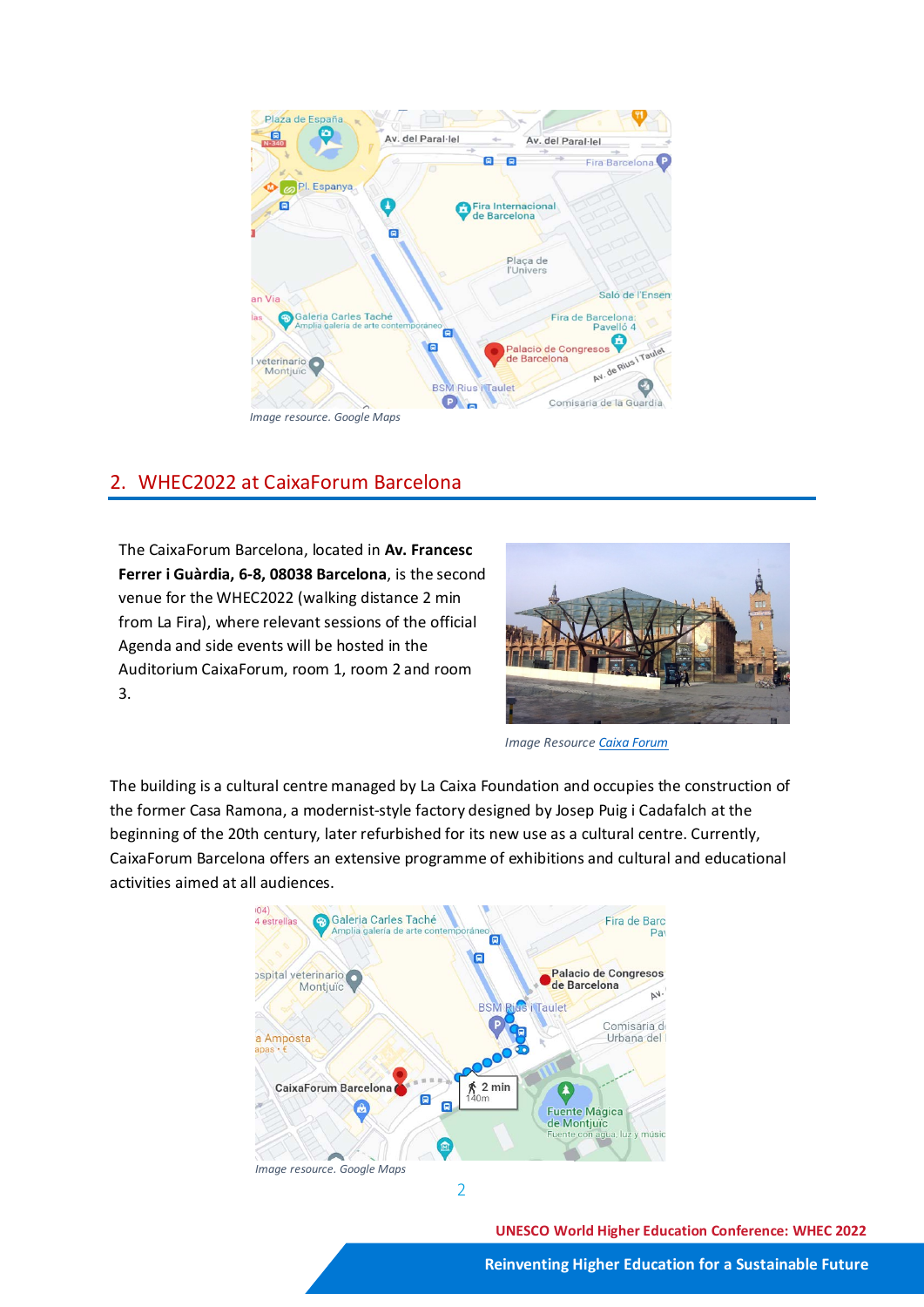*Image resource. Google Maps*

## 2. WHEC2022 at CaixaForum Barcelona

The CaixaForum Barcelona, located in **Av. Francesc Ferrer i Guàrdia, 6-8, 08038 Barcelona**, is the second venue for the WHEC2022 (walking distance 2 min from La Fira), where relevant sessions of the official Agenda and side events will be hosted in the Auditorium CaixaForum, room 1, room 2 and room 3.

*Image Resource Caixa Forum*

The building is a cultural centre managed by La Caixa Foundation and occupies the construction of the former Casa Ramona, a modernist-style factory designed by Josep Puig i Cadafalch at the beginning of the 20th century, later refurbished for its new use as a cultural centre. Currently, CaixaForum Barcelona offers an extensive programme of exhibitions and cultural and educational activities aimed at all audiences.

*Image resource. Google Maps*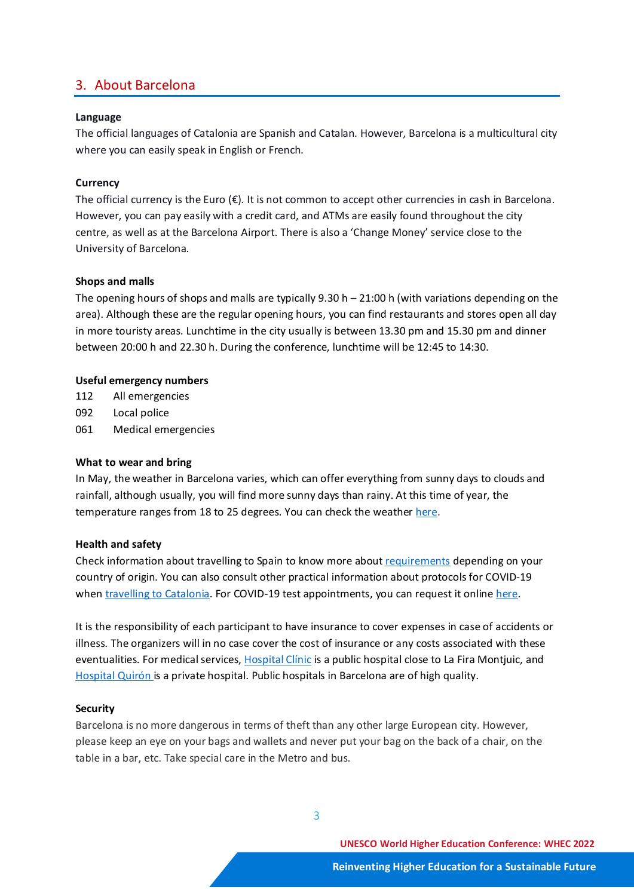## 3. About Barcelona

**Language**

The official languages of Catalonia are Spanish and Catalan. However, Barcelona is a multicultural city where you can easily speak in English or French.

**Currency**

The official currency is the Euro (€). It is not common to accept other currencies in cash in Barcelona. However, you can pay easily with a credit card, and ATMs are easily found throughout the city centre, as well as at the Barcelona Airport. There is also a 'Change Money' service close to the University of Barcelona.

**Shops and malls**

The opening hours of shops and malls are typically 9.30 h – 21:00 h (with variations depending on the area). Although these are the regular opening hours, you can find restaurants and stores open all day in more touristy areas. Lunchtime in the city usually is between 13.30 pm and 15.30 pm and dinner between 20:00 h and 22.30 h. During the conference, lunchtime will be 12:45 to 14:30.

**Useful emergency numbers**

112 All emergencies
092 Local police
061 Medical emergencies

**What to wear and bring**

In May, the weather in Barcelona varies, which can offer everything from sunny days to clouds and rainfall, although usually, you will find more sunny days than rainy. At this time of year, the temperature ranges from 18 to 25 degrees. You can check the weather here.

**Health and safety**

Check information about travelling to Spain to know more about requirements depending on your country of origin. You can also consult other practical information about protocols for COVID-19 when travelling to Catalonia. For COVID-19 test appointments, you can request it online here.

It is the responsibility of each participant to have insurance to cover expenses in case of accidents or illness. The organizers will in no case cover the cost of insurance or any costs associated with these eventualities. For medical services, Hospital Clínic is a public hospital close to La Fira Montjuic, and Hospital Quirón is a private hospital. Public hospitals in Barcelona are of high quality.

**Security**

Barcelona is no more dangerous in terms of theft than any other large European city. However, please keep an eye on your bags and wallets and never put your bag on the back of a chair, on the table in a bar, etc. Take special care in the Metro and bus.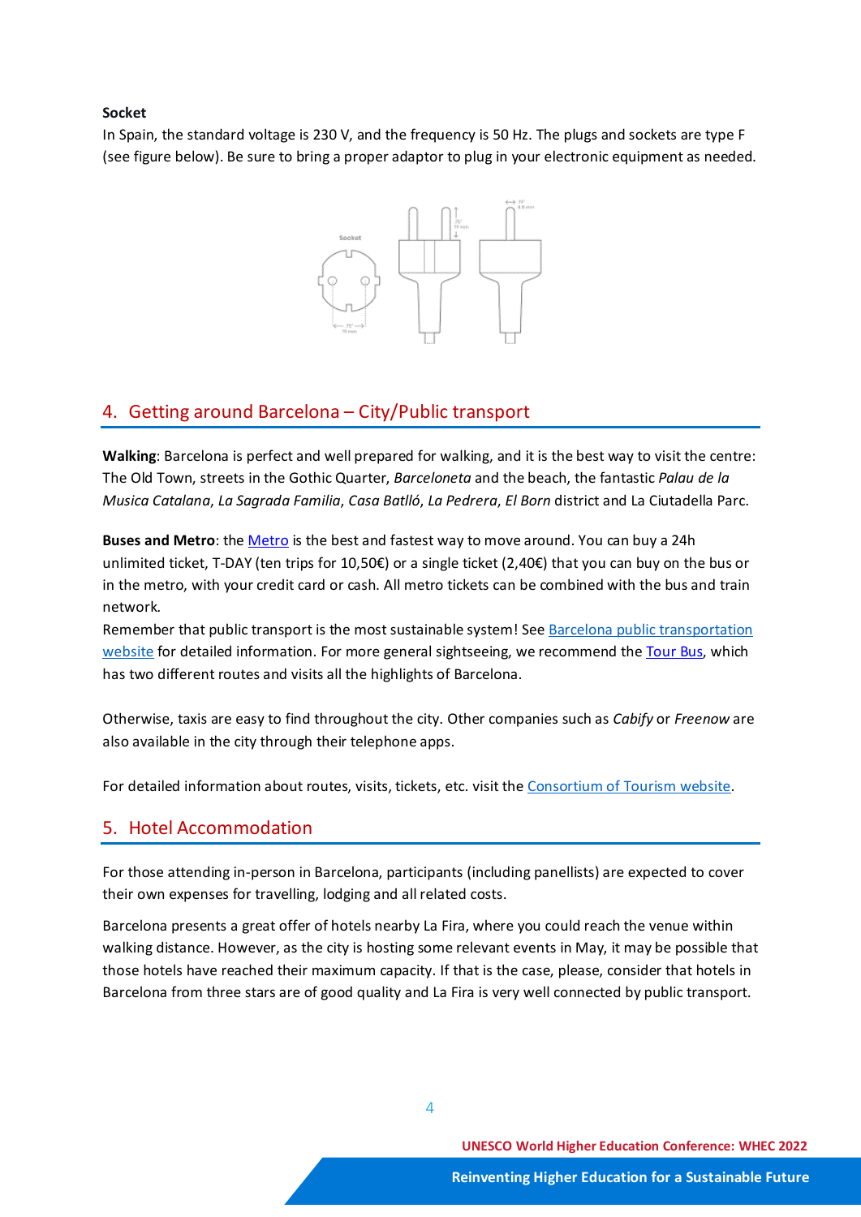**Socket**

In Spain, the standard voltage is 230 V, and the frequency is 50 Hz. The plugs and sockets are type F (see figure below). Be sure to bring a proper adaptor to plug in your electronic equipment as needed.

## 4. Getting around Barcelona – City/Public transport

**Walking**: Barcelona is perfect and well prepared for walking, and it is the best way to visit the centre: The Old Town, streets in the Gothic Quarter, *Barceloneta* and the beach, the fantastic *Palau de la Musica Catalana*, *La Sagrada Familia*, *Casa Batlló*, *La Pedrera*, *El Born* district and La Ciutadella Parc.

**Buses and Metro**: the Metro is the best and fastest way to move around. You can buy a 24h unlimited ticket, T-DAY (ten trips for 10,50€) or a single ticket (2,40€) that you can buy on the bus or in the metro, with your credit card or cash. All metro tickets can be combined with the bus and train network.

Remember that public transport is the most sustainable system! See Barcelona public transportation website for detailed information. For more general sightseeing, we recommend the Tour Bus, which has two different routes and visits all the highlights of Barcelona.

Otherwise, taxis are easy to find throughout the city. Other companies such as *Cabify* or *Freenow* are also available in the city through their telephone apps.

For detailed information about routes, visits, tickets, etc. visit the Consortium of Tourism website.

## 5. Hotel Accommodation

For those attending in-person in Barcelona, participants (including panellists) are expected to cover their own expenses for travelling, lodging and all related costs.

Barcelona presents a great offer of hotels nearby La Fira, where you could reach the venue within walking distance. However, as the city is hosting some relevant events in May, it may be possible that those hotels have reached their maximum capacity. If that is the case, please, consider that hotels in Barcelona from three stars are of good quality and La Fira is very well connected by public transport.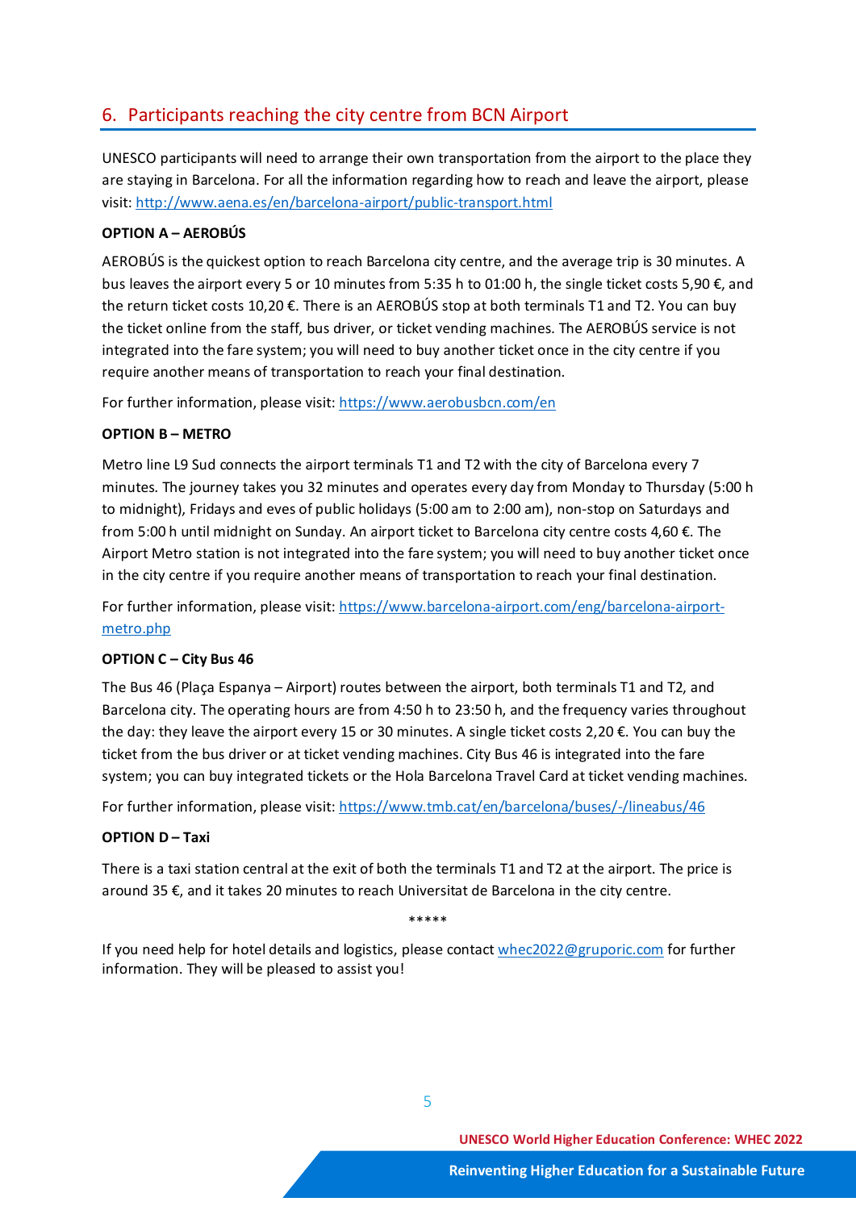## 6. Participants reaching the city centre from BCN Airport

UNESCO participants will need to arrange their own transportation from the airport to the place they are staying in Barcelona. For all the information regarding how to reach and leave the airport, please visit: [http://www.aena.es/en/barcelona-airport/public-transport.html](http://www.aena.es/en/barcelona-airport/public-transport.html)

**OPTION A – AEROBÚS**

AEROBÚS is the quickest option to reach Barcelona city centre, and the average trip is 30 minutes. A bus leaves the airport every 5 or 10 minutes from 5:35 h to 01:00 h, the single ticket costs 5,90 €, and the return ticket costs 10,20 €. There is an AEROBÚS stop at both terminals T1 and T2. You can buy the ticket online from the staff, bus driver, or ticket vending machines. The AEROBÚS service is not integrated into the fare system; you will need to buy another ticket once in the city centre if you require another means of transportation to reach your final destination.

For further information, please visit: [https://www.aerobusbcn.com/en](https://www.aerobusbcn.com/en)

**OPTION B – METRO**

Metro line L9 Sud connects the airport terminals T1 and T2 with the city of Barcelona every 7 minutes. The journey takes you 32 minutes and operates every day from Monday to Thursday (5:00 h to midnight), Fridays and eves of public holidays (5:00 am to 2:00 am), non-stop on Saturdays and from 5:00 h until midnight on Sunday. An airport ticket to Barcelona city centre costs 4,60 €. The Airport Metro station is not integrated into the fare system; you will need to buy another ticket once in the city centre if you require another means of transportation to reach your final destination.

For further information, please visit: [https://www.barcelona-airport.com/eng/barcelona-airport-metro.php](https://www.barcelona-airport.com/eng/barcelona-airport-metro.php)

**OPTION C – City Bus 46**

The Bus 46 (Plaça Espanya – Airport) routes between the airport, both terminals T1 and T2, and Barcelona city. The operating hours are from 4:50 h to 23:50 h, and the frequency varies throughout the day: they leave the airport every 15 or 30 minutes. A single ticket costs 2,20 €. You can buy the ticket from the bus driver or at ticket vending machines. City Bus 46 is integrated into the fare system; you can buy integrated tickets or the Hola Barcelona Travel Card at ticket vending machines.

For further information, please visit: [https://www.tmb.cat/en/barcelona/buses/-/lineabus/46](https://www.tmb.cat/en/barcelona/buses/-/lineabus/46)

**OPTION D – Taxi**

There is a taxi station central at the exit of both the terminals T1 and T2 at the airport. The price is around 35 €, and it takes 20 minutes to reach Universitat de Barcelona in the city centre.

*****

If you need help for hotel details and logistics, please contact [whec2022@gruporic.com](mailto:whec2022@gruporic.com) for further information. They will be pleased to assist you!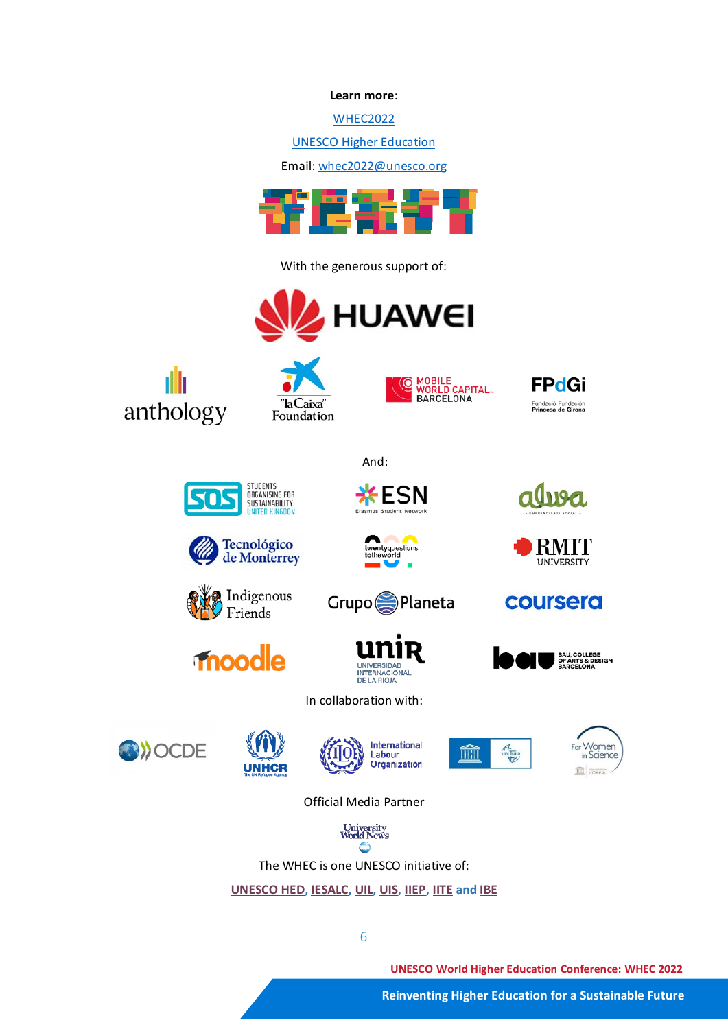**Learn more**:

WHEC2022

UNESCO Higher Education

Email: whec2022@unesco.org

With the generous support of:

And:

In collaboration with:

Official Media Partner

The WHEC is one UNESCO initiative of:

**UNESCO HED, IESALC, UIL, UIS, IIEP, IITE and IBE**